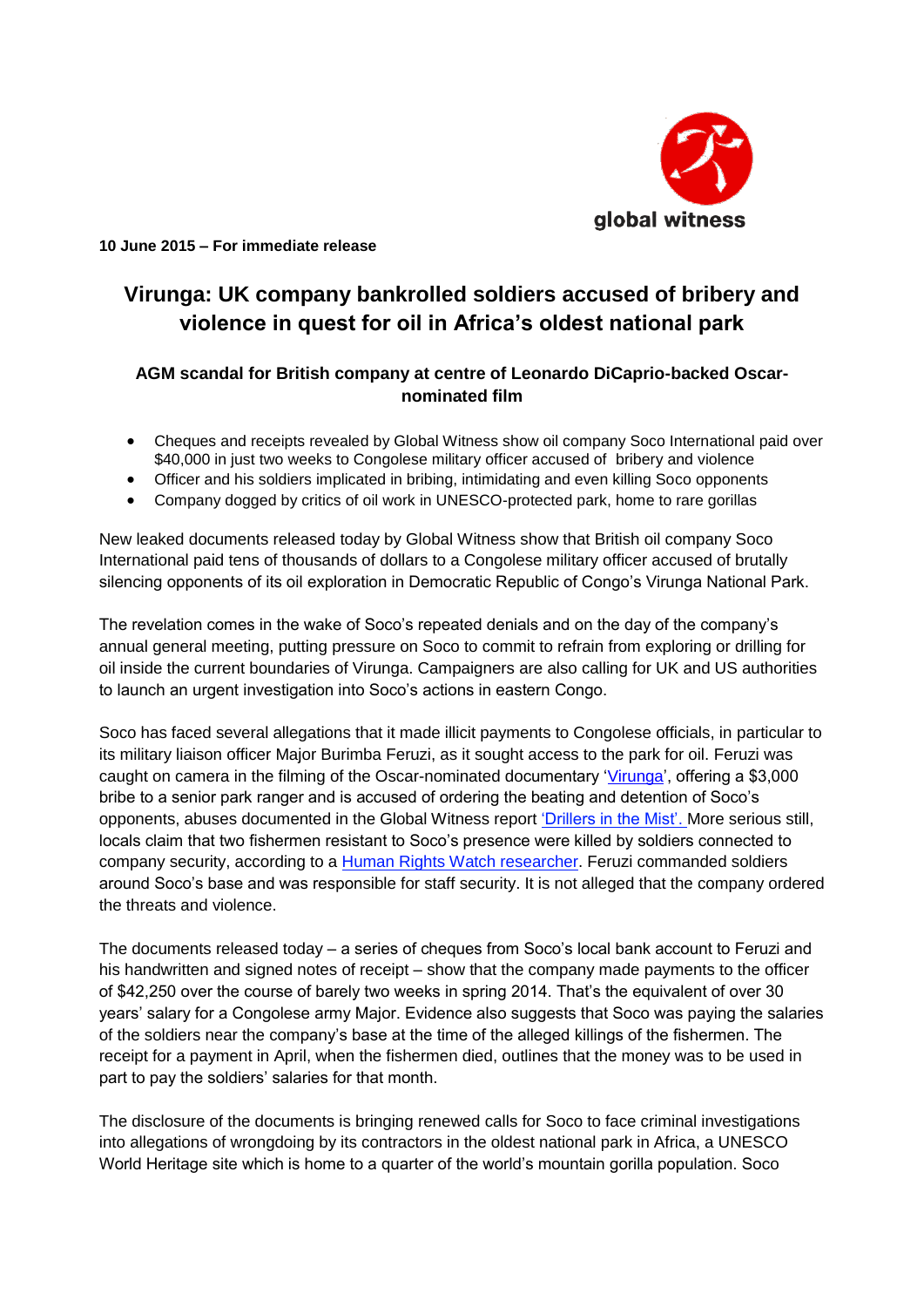global witness

**10 June 2015 – For immediate release**

# Virunga: UK company bankrolled soldiers accused of bribery and violence in quest for oil in Africa's oldest national park

### AGM scandal for British company at centre of Leonardo DiCaprio-backed Oscar-nominated film

- Cheques and receipts revealed by Global Witness show oil company Soco International paid over $40,000 in just two weeks to Congolese military officer accused of bribery and violence
- Officer and his soldiers implicated in bribing, intimidating and even killing Soco opponents
- Company dogged by critics of oil work in UNESCO-protected park, home to rare gorillas

New leaked documents released today by Global Witness show that British oil company Soco International paid tens of thousands of dollars to a Congolese military officer accused of brutally silencing opponents of its oil exploration in Democratic Republic of Congo's Virunga National Park.

The revelation comes in the wake of Soco's repeated denials and on the day of the company's annual general meeting, putting pressure on Soco to commit to refrain from exploring or drilling for oil inside the current boundaries of Virunga. Campaigners are also calling for UK and US authorities to launch an urgent investigation into Soco's actions in eastern Congo.

Soco has faced several allegations that it made illicit payments to Congolese officials, in particular to its military liaison officer Major Burimba Feruzi, as it sought access to the park for oil. Feruzi was caught on camera in the filming of the Oscar-nominated documentary 'Virunga', offering a $3,000 bribe to a senior park ranger and is accused of ordering the beating and detention of Soco's opponents, abuses documented in the Global Witness report 'Drillers in the Mist'. More serious still, locals claim that two fishermen resistant to Soco's presence were killed by soldiers connected to company security, according to a Human Rights Watch researcher. Feruzi commanded soldiers around Soco's base and was responsible for staff security. It is not alleged that the company ordered the threats and violence.

The documents released today – a series of cheques from Soco's local bank account to Feruzi and his handwritten and signed notes of receipt – show that the company made payments to the officer of $42,250 over the course of barely two weeks in spring 2014. That's the equivalent of over 30 years' salary for a Congolese army Major. Evidence also suggests that Soco was paying the salaries of the soldiers near the company's base at the time of the alleged killings of the fishermen. The receipt for a payment in April, when the fishermen died, outlines that the money was to be used in part to pay the soldiers' salaries for that month.

The disclosure of the documents is bringing renewed calls for Soco to face criminal investigations into allegations of wrongdoing by its contractors in the oldest national park in Africa, a UNESCO World Heritage site which is home to a quarter of the world's mountain gorilla population. Soco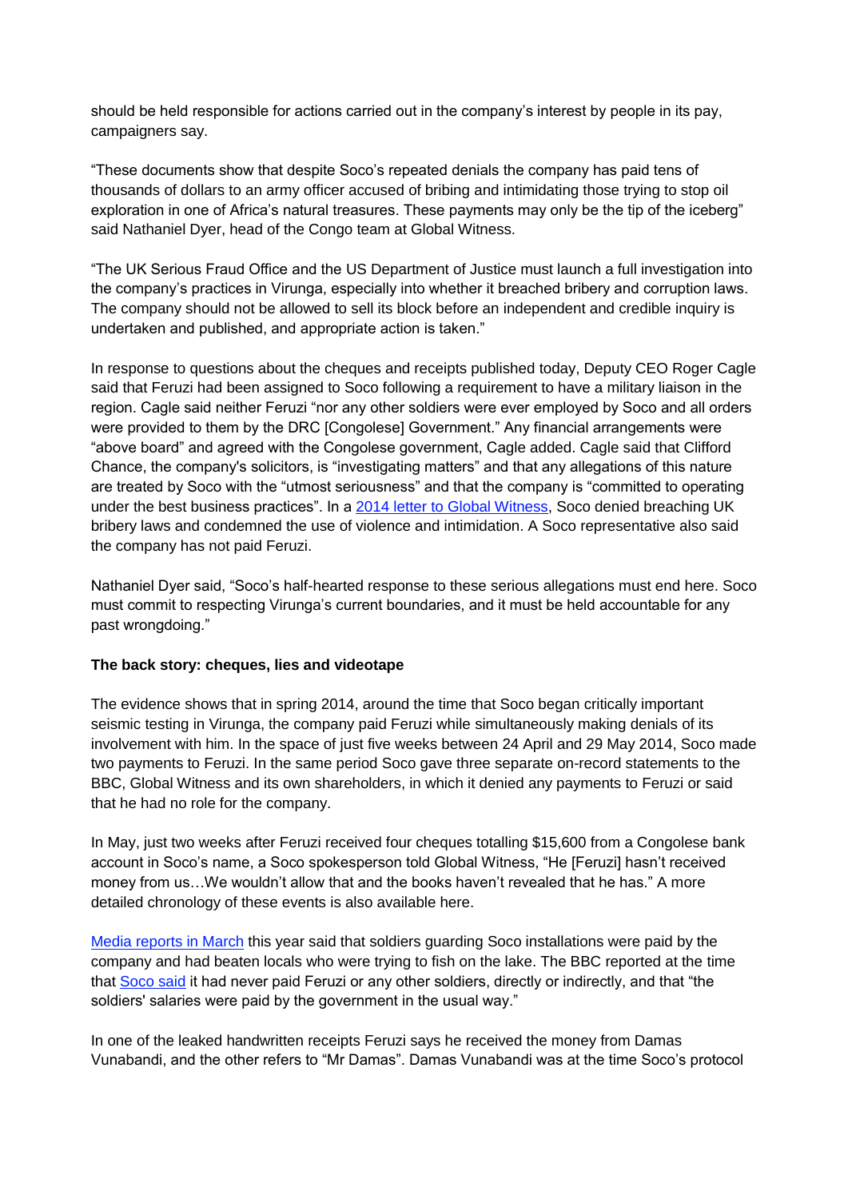should be held responsible for actions carried out in the company's interest by people in its pay, campaigners say.

"These documents show that despite Soco's repeated denials the company has paid tens of thousands of dollars to an army officer accused of bribing and intimidating those trying to stop oil exploration in one of Africa's natural treasures. These payments may only be the tip of the iceberg" said Nathaniel Dyer, head of the Congo team at Global Witness.

"The UK Serious Fraud Office and the US Department of Justice must launch a full investigation into the company's practices in Virunga, especially into whether it breached bribery and corruption laws. The company should not be allowed to sell its block before an independent and credible inquiry is undertaken and published, and appropriate action is taken."

In response to questions about the cheques and receipts published today, Deputy CEO Roger Cagle said that Feruzi had been assigned to Soco following a requirement to have a military liaison in the region. Cagle said neither Feruzi "nor any other soldiers were ever employed by Soco and all orders were provided to them by the DRC [Congolese] Government." Any financial arrangements were "above board" and agreed with the Congolese government, Cagle added. Cagle said that Clifford Chance, the company's solicitors, is "investigating matters" and that any allegations of this nature are treated by Soco with the "utmost seriousness" and that the company is "committed to operating under the best business practices". In a 2014 letter to Global Witness, Soco denied breaching UK bribery laws and condemned the use of violence and intimidation. A Soco representative also said the company has not paid Feruzi.

Nathaniel Dyer said, "Soco's half-hearted response to these serious allegations must end here. Soco must commit to respecting Virunga's current boundaries, and it must be held accountable for any past wrongdoing."

**The back story: cheques, lies and videotape**

The evidence shows that in spring 2014, around the time that Soco began critically important seismic testing in Virunga, the company paid Feruzi while simultaneously making denials of its involvement with him. In the space of just five weeks between 24 April and 29 May 2014, Soco made two payments to Feruzi. In the same period Soco gave three separate on-record statements to the BBC, Global Witness and its own shareholders, in which it denied any payments to Feruzi or said that he had no role for the company.

In May, just two weeks after Feruzi received four cheques totalling $15,600 from a Congolese bank account in Soco's name, a Soco spokesperson told Global Witness, "He [Feruzi] hasn't received money from us…We wouldn't allow that and the books haven't revealed that he has." A more detailed chronology of these events is also available here.

Media reports in March this year said that soldiers guarding Soco installations were paid by the company and had beaten locals who were trying to fish on the lake. The BBC reported at the time that Soco said it had never paid Feruzi or any other soldiers, directly or indirectly, and that "the soldiers' salaries were paid by the government in the usual way."

In one of the leaked handwritten receipts Feruzi says he received the money from Damas Vunabandi, and the other refers to "Mr Damas". Damas Vunabandi was at the time Soco's protocol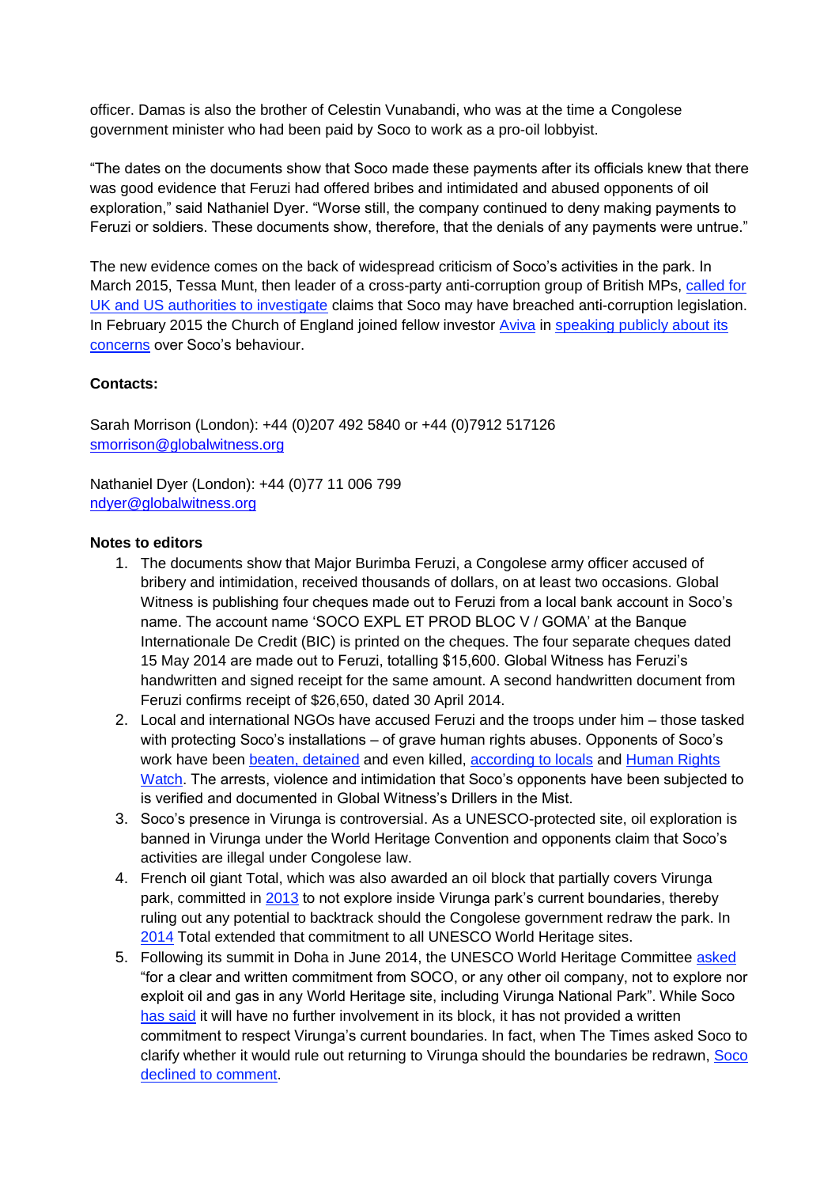officer. Damas is also the brother of Celestin Vunabandi, who was at the time a Congolese government minister who had been paid by Soco to work as a pro-oil lobbyist.

"The dates on the documents show that Soco made these payments after its officials knew that there was good evidence that Feruzi had offered bribes and intimidated and abused opponents of oil exploration," said Nathaniel Dyer. "Worse still, the company continued to deny making payments to Feruzi or soldiers. These documents show, therefore, that the denials of any payments were untrue."

The new evidence comes on the back of widespread criticism of Soco's activities in the park. In March 2015, Tessa Munt, then leader of a cross-party anti-corruption group of British MPs, called for UK and US authorities to investigate claims that Soco may have breached anti-corruption legislation. In February 2015 the Church of England joined fellow investor Aviva in speaking publicly about its concerns over Soco's behaviour.

**Contacts:**

Sarah Morrison (London): +44 (0)207 492 5840 or +44 (0)7912 517126
smorrison@globalwitness.org

Nathaniel Dyer (London): +44 (0)77 11 006 799
ndyer@globalwitness.org

**Notes to editors**

1. The documents show that Major Burimba Feruzi, a Congolese army officer accused of bribery and intimidation, received thousands of dollars, on at least two occasions. Global Witness is publishing four cheques made out to Feruzi from a local bank account in Soco's name. The account name 'SOCO EXPL ET PROD BLOC V / GOMA' at the Banque Internationale De Credit (BIC) is printed on the cheques. The four separate cheques dated 15 May 2014 are made out to Feruzi, totalling $15,600. Global Witness has Feruzi's handwritten and signed receipt for the same amount. A second handwritten document from Feruzi confirms receipt of $26,650, dated 30 April 2014.
2. Local and international NGOs have accused Feruzi and the troops under him – those tasked with protecting Soco's installations – of grave human rights abuses. Opponents of Soco's work have been beaten, detained and even killed, according to locals and Human Rights Watch. The arrests, violence and intimidation that Soco's opponents have been subjected to is verified and documented in Global Witness's Drillers in the Mist.
3. Soco's presence in Virunga is controversial. As a UNESCO-protected site, oil exploration is banned in Virunga under the World Heritage Convention and opponents claim that Soco's activities are illegal under Congolese law.
4. French oil giant Total, which was also awarded an oil block that partially covers Virunga park, committed in 2013 to not explore inside Virunga park's current boundaries, thereby ruling out any potential to backtrack should the Congolese government redraw the park. In 2014 Total extended that commitment to all UNESCO World Heritage sites.
5. Following its summit in Doha in June 2014, the UNESCO World Heritage Committee asked "for a clear and written commitment from SOCO, or any other oil company, not to explore nor exploit oil and gas in any World Heritage site, including Virunga National Park". While Soco has said it will have no further involvement in its block, it has not provided a written commitment to respect Virunga's current boundaries. In fact, when The Times asked Soco to clarify whether it would rule out returning to Virunga should the boundaries be redrawn, Soco declined to comment.